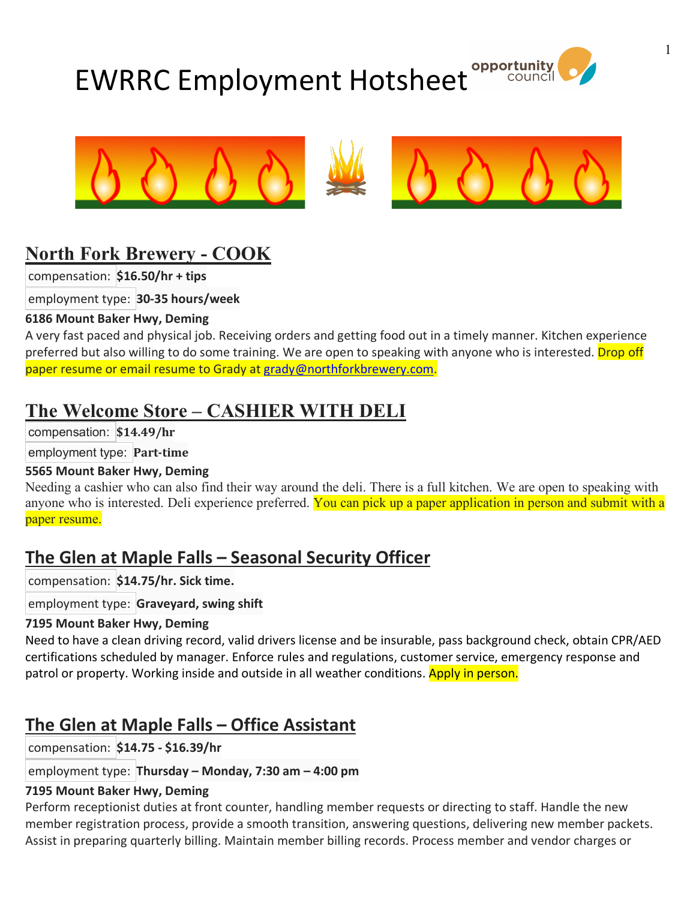# EWRRC Employment Hotsheet

## North Fork Brewery - COOK

compensation: **$16.50/hr + tips**

employment type: **30-35 hours/week**

**6186 Mount Baker Hwy, Deming**

A very fast paced and physical job. Receiving orders and getting food out in a timely manner. Kitchen experience preferred but also willing to do some training. We are open to speaking with anyone who is interested. Drop off paper resume or email resume to Grady at grady@northforkbrewery.com.

## The Welcome Store – CASHIER WITH DELI

compensation: **$14.49/hr**

employment type: **Part-time**

**5565 Mount Baker Hwy, Deming**

Needing a cashier who can also find their way around the deli. There is a full kitchen. We are open to speaking with anyone who is interested. Deli experience preferred. You can pick up a paper application in person and submit with a paper resume.

## The Glen at Maple Falls – Seasonal Security Officer

compensation: **$14.75/hr. Sick time.**

employment type: **Graveyard, swing shift**

**7195 Mount Baker Hwy, Deming**

Need to have a clean driving record, valid drivers license and be insurable, pass background check, obtain CPR/AED certifications scheduled by manager. Enforce rules and regulations, customer service, emergency response and patrol or property. Working inside and outside in all weather conditions. Apply in person.

## The Glen at Maple Falls – Office Assistant

compensation: **$14.75 - $16.39/hr**

employment type: **Thursday – Monday, 7:30 am – 4:00 pm**

**7195 Mount Baker Hwy, Deming**

Perform receptionist duties at front counter, handling member requests or directing to staff. Handle the new member registration process, provide a smooth transition, answering questions, delivering new member packets. Assist in preparing quarterly billing. Maintain member billing records. Process member and vendor charges or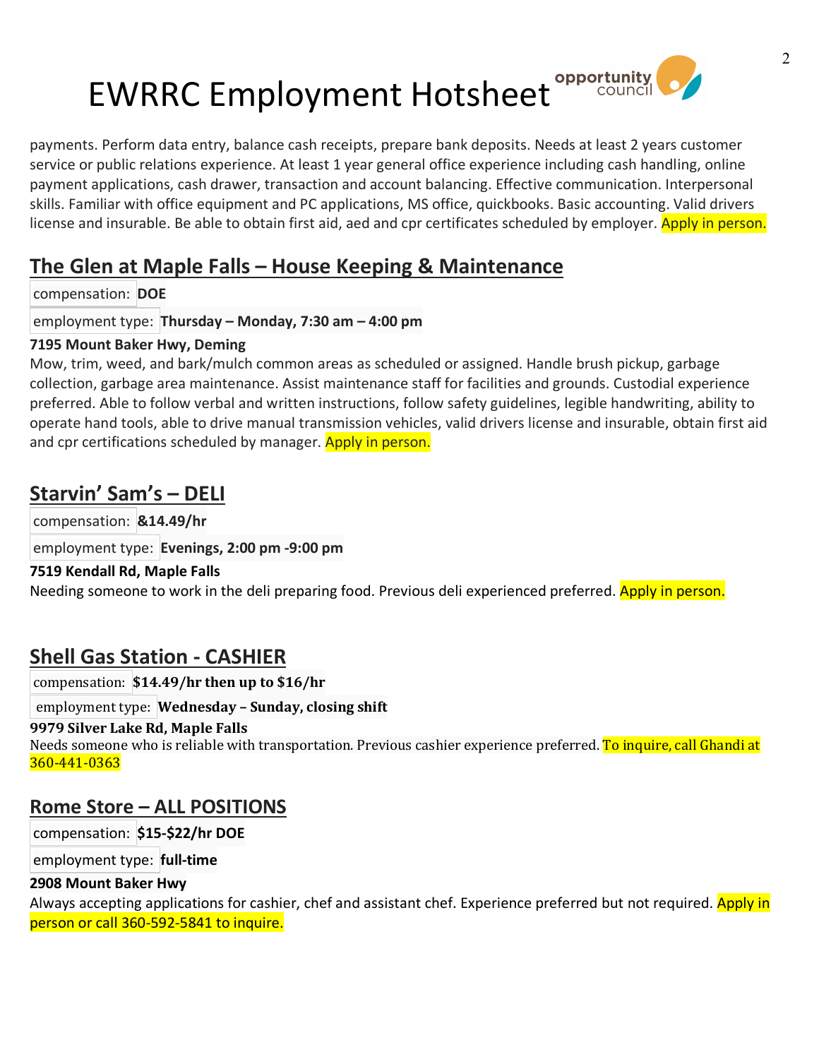payments. Perform data entry, balance cash receipts, prepare bank deposits. Needs at least 2 years customer service or public relations experience. At least 1 year general office experience including cash handling, online payment applications, cash drawer, transaction and account balancing. Effective communication. Interpersonal skills. Familiar with office equipment and PC applications, MS office, quickbooks. Basic accounting. Valid drivers license and insurable. Be able to obtain first aid, aed and cpr certificates scheduled by employer. Apply in person.

## The Glen at Maple Falls – House Keeping & Maintenance

compensation: **DOE**

employment type: **Thursday – Monday, 7:30 am – 4:00 pm**

**7195 Mount Baker Hwy, Deming**

Mow, trim, weed, and bark/mulch common areas as scheduled or assigned. Handle brush pickup, garbage collection, garbage area maintenance. Assist maintenance staff for facilities and grounds. Custodial experience preferred. Able to follow verbal and written instructions, follow safety guidelines, legible handwriting, ability to operate hand tools, able to drive manual transmission vehicles, valid drivers license and insurable, obtain first aid and cpr certifications scheduled by manager. Apply in person.

## Starvin' Sam's – DELI

compensation: **&14.49/hr**

employment type: **Evenings, 2:00 pm -9:00 pm**

**7519 Kendall Rd, Maple Falls**

Needing someone to work in the deli preparing food. Previous deli experienced preferred. Apply in person.

## Shell Gas Station - CASHIER

compensation: **$14.49/hr then up to $16/hr**

employment type: **Wednesday – Sunday, closing shift**

**9979 Silver Lake Rd, Maple Falls**

Needs someone who is reliable with transportation. Previous cashier experience preferred. To inquire, call Ghandi at 360-441-0363

## Rome Store – ALL POSITIONS

compensation: **$15-$22/hr DOE**

employment type: **full-time**

**2908 Mount Baker Hwy**

Always accepting applications for cashier, chef and assistant chef. Experience preferred but not required. Apply in person or call 360-592-5841 to inquire.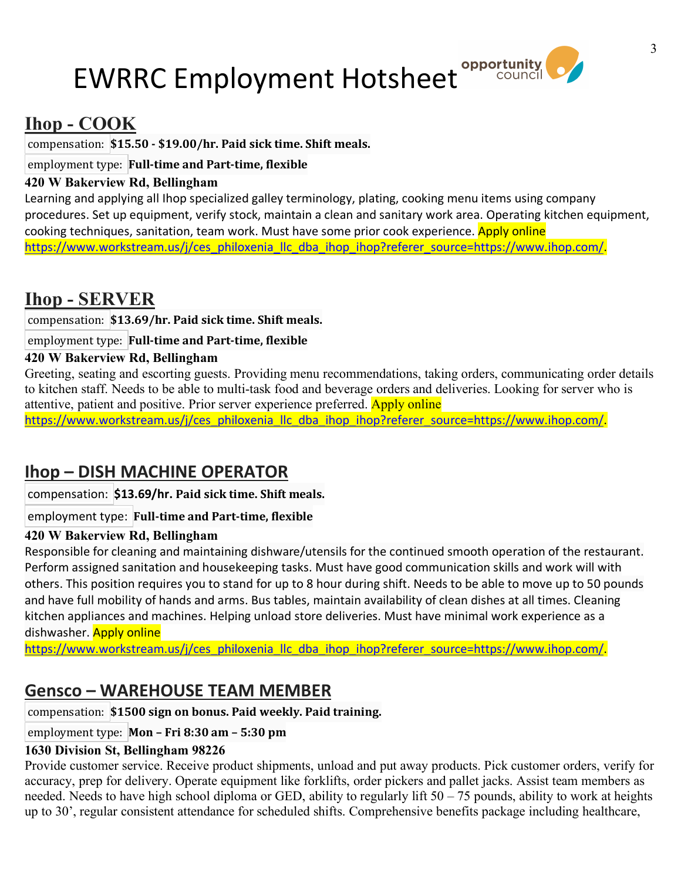# EWRRC Employment Hotsheet

## Ihop - COOK

compensation: **$15.50 - $19.00/hr. Paid sick time. Shift meals.**

employment type: **Full-time and Part-time, flexible**

**420 W Bakerview Rd, Bellingham**

Learning and applying all Ihop specialized galley terminology, plating, cooking menu items using company procedures. Set up equipment, verify stock, maintain a clean and sanitary work area. Operating kitchen equipment, cooking techniques, sanitation, team work. Must have some prior cook experience. Apply online https://www.workstream.us/j/ces_philoxenia_llc_dba_ihop_ihop?referer_source=https://www.ihop.com/.

## Ihop - SERVER

compensation: **$13.69/hr. Paid sick time. Shift meals.**

employment type: **Full-time and Part-time, flexible**

**420 W Bakerview Rd, Bellingham**

Greeting, seating and escorting guests. Providing menu recommendations, taking orders, communicating order details to kitchen staff. Needs to be able to multi-task food and beverage orders and deliveries. Looking for server who is attentive, patient and positive. Prior server experience preferred. Apply online https://www.workstream.us/j/ces_philoxenia_llc_dba_ihop_ihop?referer_source=https://www.ihop.com/.

## Ihop – DISH MACHINE OPERATOR

compensation: **$13.69/hr. Paid sick time. Shift meals.**

employment type: **Full-time and Part-time, flexible**

**420 W Bakerview Rd, Bellingham**

Responsible for cleaning and maintaining dishware/utensils for the continued smooth operation of the restaurant. Perform assigned sanitation and housekeeping tasks. Must have good communication skills and work will with others. This position requires you to stand for up to 8 hour during shift. Needs to be able to move up to 50 pounds and have full mobility of hands and arms. Bus tables, maintain availability of clean dishes at all times. Cleaning kitchen appliances and machines. Helping unload store deliveries. Must have minimal work experience as a dishwasher. Apply online https://www.workstream.us/j/ces_philoxenia_llc_dba_ihop_ihop?referer_source=https://www.ihop.com/.

## Gensco – WAREHOUSE TEAM MEMBER

compensation: **$1500 sign on bonus. Paid weekly. Paid training.**

employment type: **Mon – Fri 8:30 am – 5:30 pm**

**1630 Division St, Bellingham 98226**

Provide customer service. Receive product shipments, unload and put away products. Pick customer orders, verify for accuracy, prep for delivery. Operate equipment like forklifts, order pickers and pallet jacks. Assist team members as needed. Needs to have high school diploma or GED, ability to regularly lift 50 – 75 pounds, ability to work at heights up to 30', regular consistent attendance for scheduled shifts. Comprehensive benefits package including healthcare,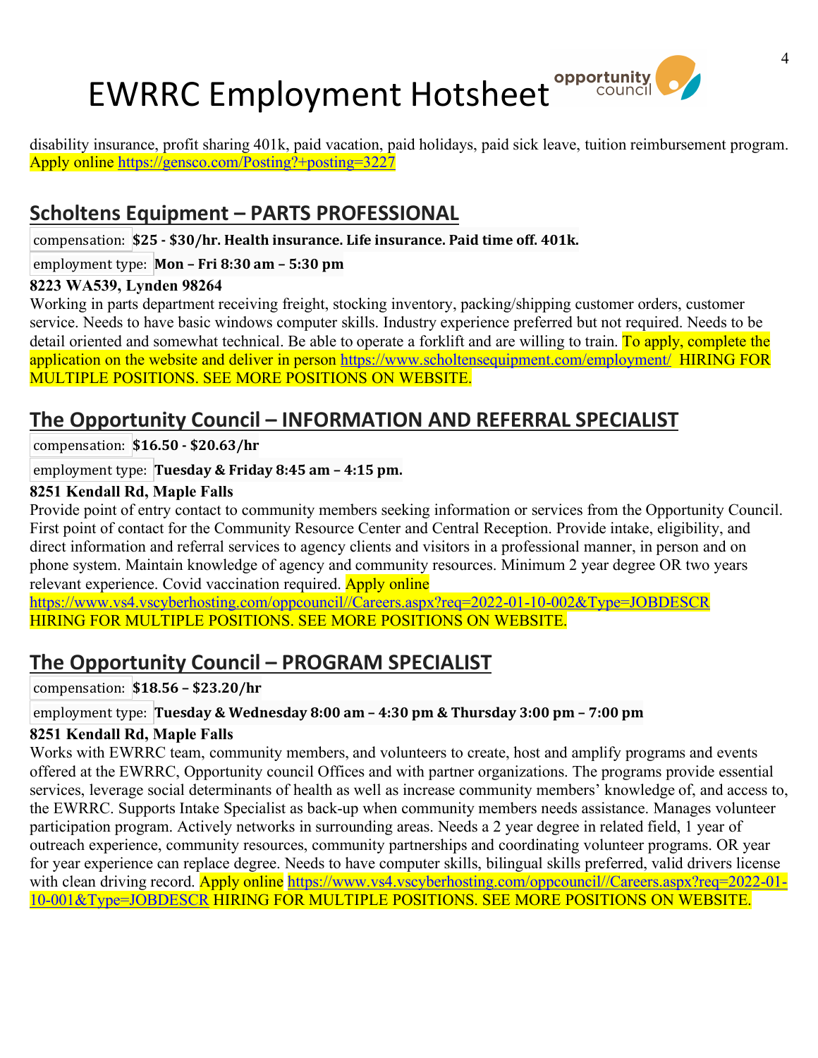disability insurance, profit sharing 401k, paid vacation, paid holidays, paid sick leave, tuition reimbursement program. Apply online https://gensco.com/Posting?+posting=3227

## Scholtens Equipment – PARTS PROFESSIONAL

compensation: **$25 - $30/hr. Health insurance. Life insurance. Paid time off. 401k.**

employment type: **Mon – Fri 8:30 am – 5:30 pm**

**8223 WA539, Lynden 98264**

Working in parts department receiving freight, stocking inventory, packing/shipping customer orders, customer service. Needs to have basic windows computer skills. Industry experience preferred but not required. Needs to be detail oriented and somewhat technical. Be able to operate a forklift and are willing to train. To apply, complete the application on the website and deliver in person https://www.scholtensequipment.com/employment/ HIRING FOR MULTIPLE POSITIONS. SEE MORE POSITIONS ON WEBSITE.

## The Opportunity Council – INFORMATION AND REFERRAL SPECIALIST

compensation: **$16.50 - $20.63/hr**

employment type: **Tuesday & Friday 8:45 am – 4:15 pm.**

**8251 Kendall Rd, Maple Falls**

Provide point of entry contact to community members seeking information or services from the Opportunity Council. First point of contact for the Community Resource Center and Central Reception. Provide intake, eligibility, and direct information and referral services to agency clients and visitors in a professional manner, in person and on phone system. Maintain knowledge of agency and community resources. Minimum 2 year degree OR two years relevant experience. Covid vaccination required. Apply online https://www.vs4.vscyberhosting.com/oppcouncil//Careers.aspx?req=2022-01-10-002&Type=JOBDESCR HIRING FOR MULTIPLE POSITIONS. SEE MORE POSITIONS ON WEBSITE.

## The Opportunity Council – PROGRAM SPECIALIST

compensation: **$18.56 – $23.20/hr**

employment type: **Tuesday & Wednesday 8:00 am – 4:30 pm & Thursday 3:00 pm – 7:00 pm**

**8251 Kendall Rd, Maple Falls**

Works with EWRRC team, community members, and volunteers to create, host and amplify programs and events offered at the EWRRC, Opportunity council Offices and with partner organizations. The programs provide essential services, leverage social determinants of health as well as increase community members' knowledge of, and access to, the EWRRC. Supports Intake Specialist as back-up when community members needs assistance. Manages volunteer participation program. Actively networks in surrounding areas. Needs a 2 year degree in related field, 1 year of outreach experience, community resources, community partnerships and coordinating volunteer programs. OR year for year experience can replace degree. Needs to have computer skills, bilingual skills preferred, valid drivers license with clean driving record. Apply online https://www.vs4.vscyberhosting.com/oppcouncil//Careers.aspx?req=2022-01-10-001&Type=JOBDESCR HIRING FOR MULTIPLE POSITIONS. SEE MORE POSITIONS ON WEBSITE.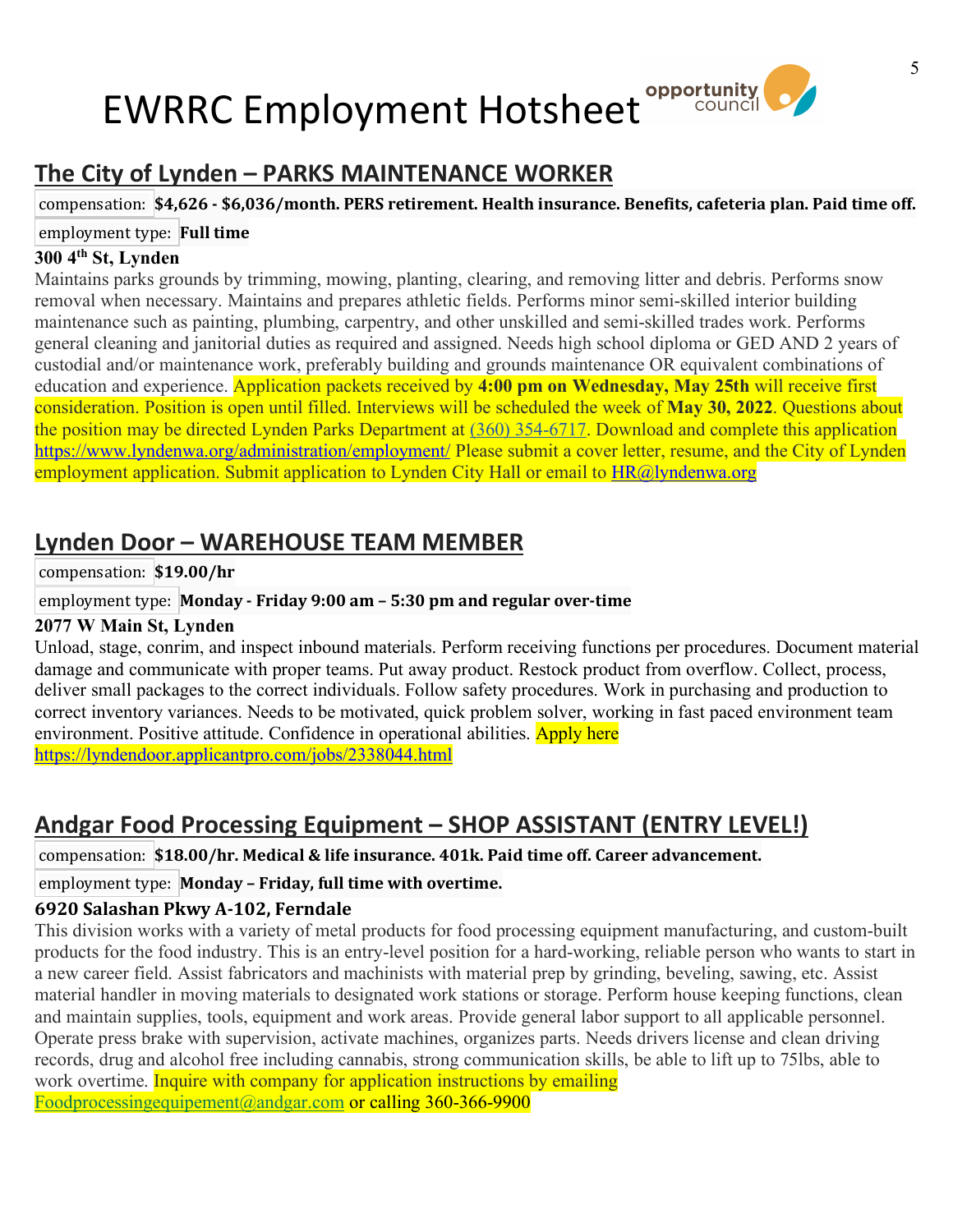# EWRRC Employment Hotsheet

## The City of Lynden – PARKS MAINTENANCE WORKER

compensation: **$4,626 - $6,036/month. PERS retirement. Health insurance. Benefits, cafeteria plan. Paid time off.**

employment type: **Full time**

**300 4th St, Lynden**

Maintains parks grounds by trimming, mowing, planting, clearing, and removing litter and debris. Performs snow removal when necessary. Maintains and prepares athletic fields. Performs minor semi-skilled interior building maintenance such as painting, plumbing, carpentry, and other unskilled and semi-skilled trades work. Performs general cleaning and janitorial duties as required and assigned. Needs high school diploma or GED AND 2 years of custodial and/or maintenance work, preferably building and grounds maintenance OR equivalent combinations of education and experience. Application packets received by **4:00 pm on Wednesday, May 25th** will receive first consideration. Position is open until filled. Interviews will be scheduled the week of **May 30, 2022**. Questions about the position may be directed Lynden Parks Department at (360) 354-6717. Download and complete this application https://www.lyndenwa.org/administration/employment/ Please submit a cover letter, resume, and the City of Lynden employment application. Submit application to Lynden City Hall or email to HR@lyndenwa.org

## Lynden Door – WAREHOUSE TEAM MEMBER

compensation: **$19.00/hr**

employment type: **Monday - Friday 9:00 am – 5:30 pm and regular over-time**

**2077 W Main St, Lynden**

Unload, stage, conrim, and inspect inbound materials. Perform receiving functions per procedures. Document material damage and communicate with proper teams. Put away product. Restock product from overflow. Collect, process, deliver small packages to the correct individuals. Follow safety procedures. Work in purchasing and production to correct inventory variances. Needs to be motivated, quick problem solver, working in fast paced environment team environment. Positive attitude. Confidence in operational abilities. Apply here https://lyndendoor.applicantpro.com/jobs/2338044.html

## Andgar Food Processing Equipment – SHOP ASSISTANT (ENTRY LEVEL!)

compensation: **$18.00/hr. Medical & life insurance. 401k. Paid time off. Career advancement.**

employment type: **Monday – Friday, full time with overtime.**

**6920 Salashan Pkwy A-102, Ferndale**

This division works with a variety of metal products for food processing equipment manufacturing, and custom-built products for the food industry. This is an entry-level position for a hard-working, reliable person who wants to start in a new career field. Assist fabricators and machinists with material prep by grinding, beveling, sawing, etc. Assist material handler in moving materials to designated work stations or storage. Perform house keeping functions, clean and maintain supplies, tools, equipment and work areas. Provide general labor support to all applicable personnel. Operate press brake with supervision, activate machines, organizes parts. Needs drivers license and clean driving records, drug and alcohol free including cannabis, strong communication skills, be able to lift up to 75lbs, able to work overtime. Inquire with company for application instructions by emailing Foodprocessingequipement@andgar.com or calling 360-366-9900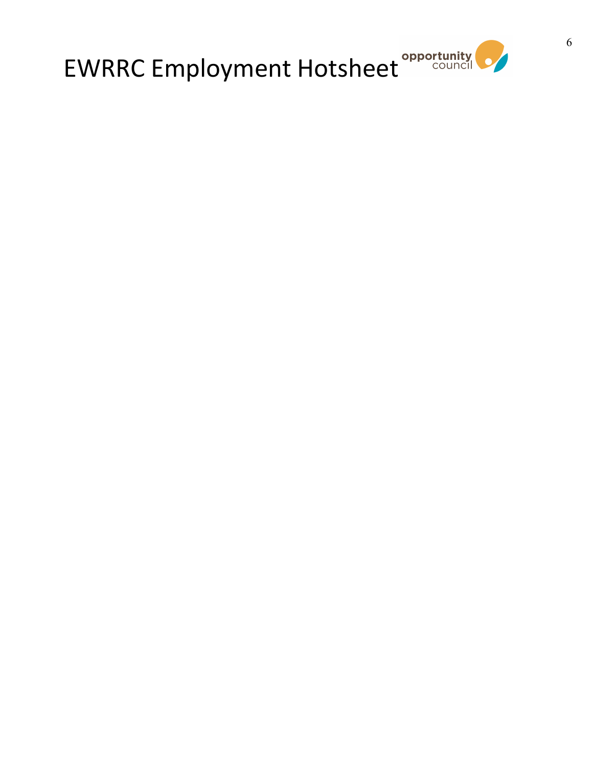# EWRRC Employment Hotsheet